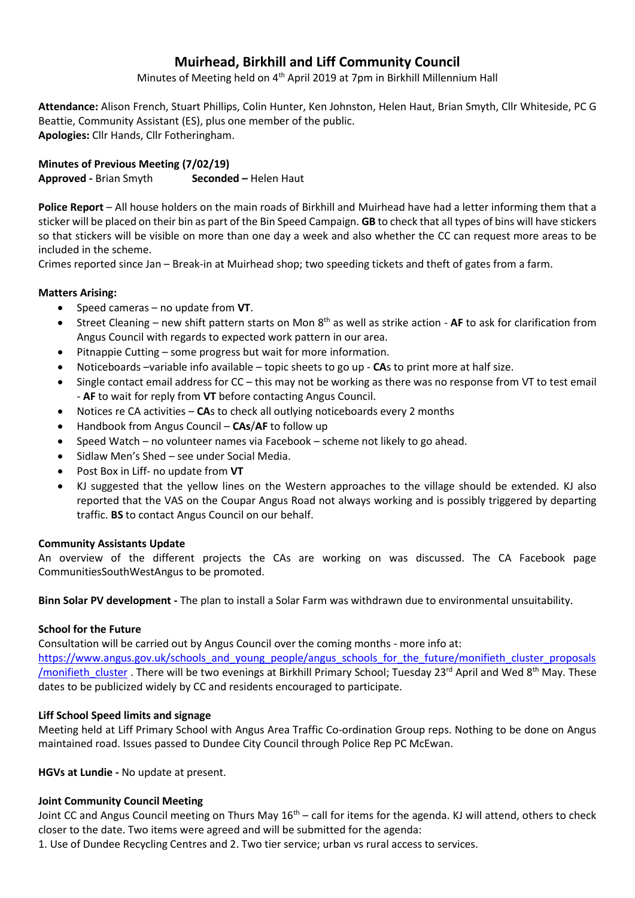# Muirhead, Birkhill and Liff Community Council

Minutes of Meeting held on 4th April 2019 at 7pm in Birkhill Millennium Hall

**Attendance:** Alison French, Stuart Phillips, Colin Hunter, Ken Johnston, Helen Haut, Brian Smyth, Cllr Whiteside, PC G Beattie, Community Assistant (ES), plus one member of the public.
**Apologies:** Cllr Hands, Cllr Fotheringham.

**Minutes of Previous Meeting (7/02/19)**
**Approved -** Brian Smyth **Seconded –** Helen Haut

**Police Report** – All house holders on the main roads of Birkhill and Muirhead have had a letter informing them that a sticker will be placed on their bin as part of the Bin Speed Campaign. **GB** to check that all types of bins will have stickers so that stickers will be visible on more than one day a week and also whether the CC can request more areas to be included in the scheme.
Crimes reported since Jan – Break-in at Muirhead shop; two speeding tickets and theft of gates from a farm.

**Matters Arising:**

- Speed cameras – no update from **VT**.
- Street Cleaning – new shift pattern starts on Mon 8th as well as strike action - **AF** to ask for clarification from Angus Council with regards to expected work pattern in our area.
- Pitnappie Cutting – some progress but wait for more information.
- Noticeboards –variable info available – topic sheets to go up - **CA**s to print more at half size.
- Single contact email address for CC – this may not be working as there was no response from VT to test email - **AF** to wait for reply from **VT** before contacting Angus Council.
- Notices re CA activities – **CA**s to check all outlying noticeboards every 2 months
- Handbook from Angus Council – **CAs**/**AF** to follow up
- Speed Watch – no volunteer names via Facebook – scheme not likely to go ahead.
- Sidlaw Men's Shed – see under Social Media.
- Post Box in Liff- no update from **VT**
- KJ suggested that the yellow lines on the Western approaches to the village should be extended. KJ also reported that the VAS on the Coupar Angus Road not always working and is possibly triggered by departing traffic. **BS** to contact Angus Council on our behalf.

**Community Assistants Update**
An overview of the different projects the CAs are working on was discussed. The CA Facebook page CommunitiesSouthWestAngus to be promoted.

**Binn Solar PV development -** The plan to install a Solar Farm was withdrawn due to environmental unsuitability.

**School for the Future**
Consultation will be carried out by Angus Council over the coming months - more info at: https://www.angus.gov.uk/schools_and_young_people/angus_schools_for_the_future/monifieth_cluster_proposals/monifieth_cluster . There will be two evenings at Birkhill Primary School; Tuesday 23rd April and Wed 8th May. These dates to be publicized widely by CC and residents encouraged to participate.

**Liff School Speed limits and signage**
Meeting held at Liff Primary School with Angus Area Traffic Co-ordination Group reps. Nothing to be done on Angus maintained road. Issues passed to Dundee City Council through Police Rep PC McEwan.

**HGVs at Lundie -** No update at present.

**Joint Community Council Meeting**
Joint CC and Angus Council meeting on Thurs May 16th – call for items for the agenda. KJ will attend, others to check closer to the date. Two items were agreed and will be submitted for the agenda:
1. Use of Dundee Recycling Centres and 2. Two tier service; urban vs rural access to services.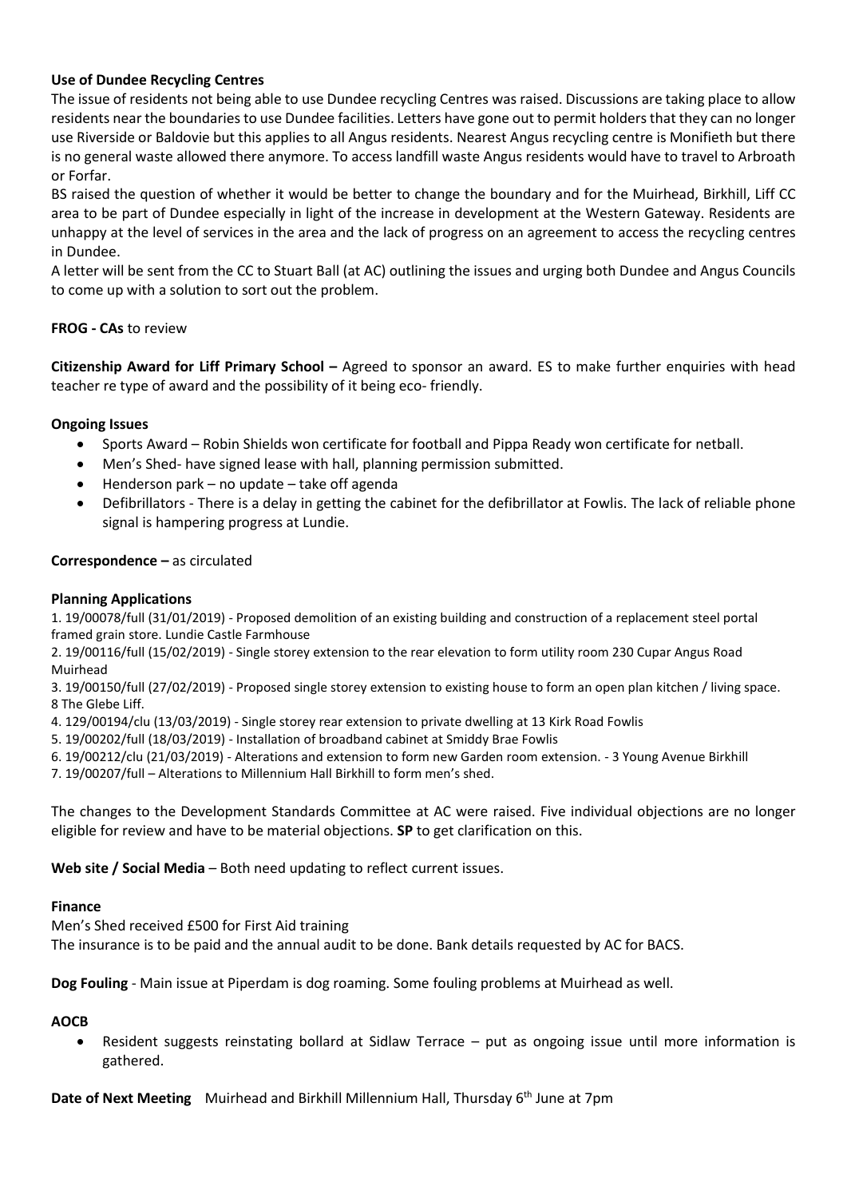**Use of Dundee Recycling Centres**

The issue of residents not being able to use Dundee recycling Centres was raised. Discussions are taking place to allow residents near the boundaries to use Dundee facilities. Letters have gone out to permit holders that they can no longer use Riverside or Baldovie but this applies to all Angus residents. Nearest Angus recycling centre is Monifieth but there is no general waste allowed there anymore. To access landfill waste Angus residents would have to travel to Arbroath or Forfar.

BS raised the question of whether it would be better to change the boundary and for the Muirhead, Birkhill, Liff CC area to be part of Dundee especially in light of the increase in development at the Western Gateway. Residents are unhappy at the level of services in the area and the lack of progress on an agreement to access the recycling centres in Dundee.

A letter will be sent from the CC to Stuart Ball (at AC) outlining the issues and urging both Dundee and Angus Councils to come up with a solution to sort out the problem.

**FROG - CAs** to review

**Citizenship Award for Liff Primary School –** Agreed to sponsor an award. ES to make further enquiries with head teacher re type of award and the possibility of it being eco- friendly.

**Ongoing Issues**

- Sports Award – Robin Shields won certificate for football and Pippa Ready won certificate for netball.
- Men's Shed- have signed lease with hall, planning permission submitted.
- Henderson park – no update – take off agenda
- Defibrillators - There is a delay in getting the cabinet for the defibrillator at Fowlis. The lack of reliable phone signal is hampering progress at Lundie.

**Correspondence –** as circulated

**Planning Applications**

1. 19/00078/full (31/01/2019) - Proposed demolition of an existing building and construction of a replacement steel portal framed grain store. Lundie Castle Farmhouse
2. 19/00116/full (15/02/2019) - Single storey extension to the rear elevation to form utility room 230 Cupar Angus Road Muirhead
3. 19/00150/full (27/02/2019) - Proposed single storey extension to existing house to form an open plan kitchen / living space. 8 The Glebe Liff.
4. 129/00194/clu (13/03/2019) - Single storey rear extension to private dwelling at 13 Kirk Road Fowlis
5. 19/00202/full (18/03/2019) - Installation of broadband cabinet at Smiddy Brae Fowlis
6. 19/00212/clu (21/03/2019) - Alterations and extension to form new Garden room extension. - 3 Young Avenue Birkhill
7. 19/00207/full – Alterations to Millennium Hall Birkhill to form men's shed.

The changes to the Development Standards Committee at AC were raised. Five individual objections are no longer eligible for review and have to be material objections. **SP** to get clarification on this.

**Web site / Social Media** – Both need updating to reflect current issues.

**Finance**

Men's Shed received £500 for First Aid training

The insurance is to be paid and the annual audit to be done. Bank details requested by AC for BACS.

**Dog Fouling** - Main issue at Piperdam is dog roaming. Some fouling problems at Muirhead as well.

**AOCB**

- Resident suggests reinstating bollard at Sidlaw Terrace – put as ongoing issue until more information is gathered.

**Date of Next Meeting** Muirhead and Birkhill Millennium Hall, Thursday 6th June at 7pm